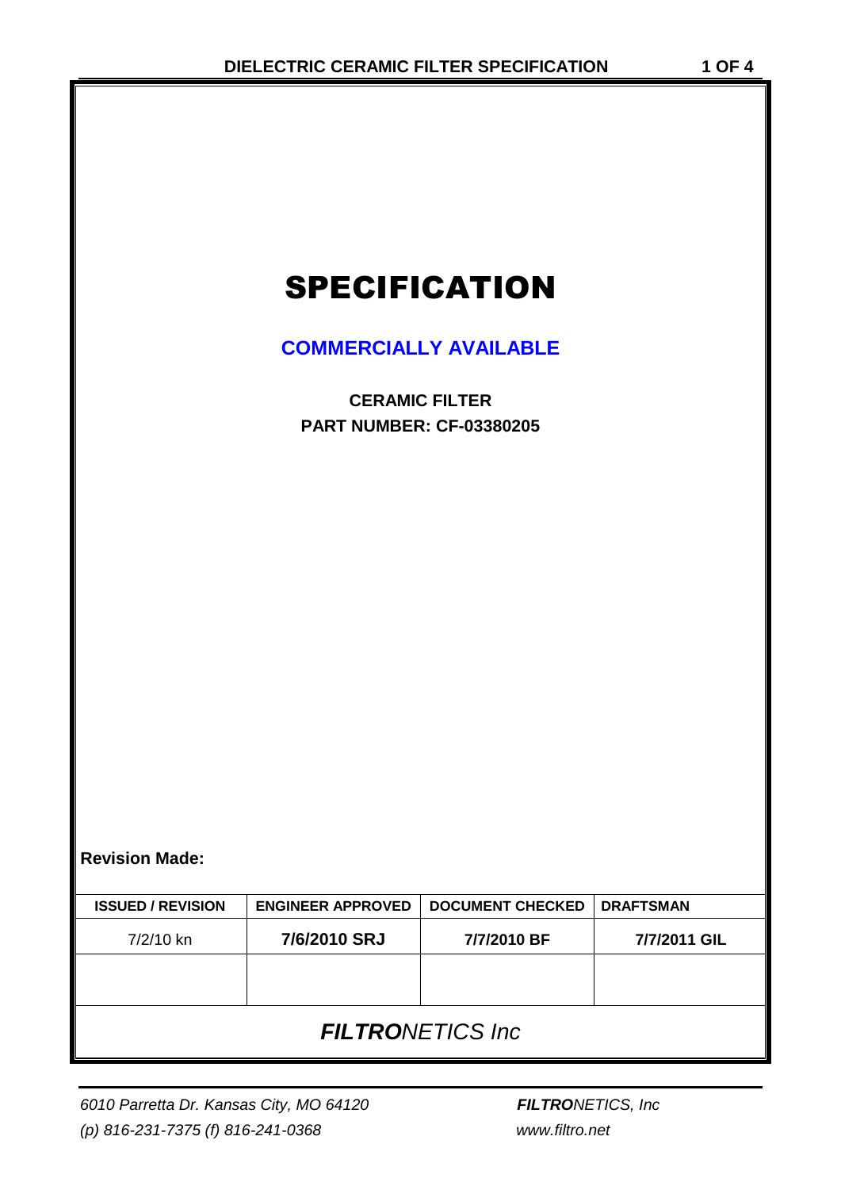# SPECIFICATION

**COMMERCIALLY AVAILABLE**

**CERAMIC FILTER**
**PART NUMBER: CF-03380205**

**Revision Made:**

| ISSUED / REVISION | ENGINEER APPROVED | DOCUMENT CHECKED | DRAFTSMAN |
|---|---|---|---|
| 7/2/10 kn | **7/6/2010 SRJ** | **7/7/2010 BF** | **7/7/2011 GIL** |
| | | | |

***FILTRO**NETICS Inc*

*6010 Parretta Dr. Kansas City, MO 64120*
*(p) 816-231-7375 (f) 816-241-0368*

***FILTRO**NETICS, Inc*
*www.filtro.net*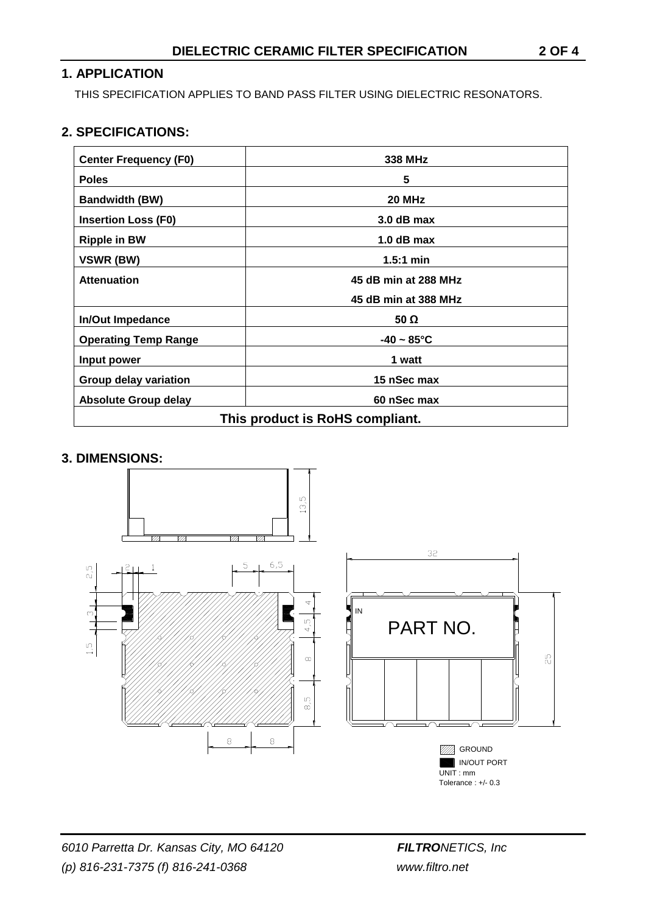## 1. APPLICATION

THIS SPECIFICATION APPLIES TO BAND PASS FILTER USING DIELECTRIC RESONATORS.

## 2. SPECIFICATIONS:

| | |
|---|---|
| **Center Frequency (F0)** | **338 MHz** |
| **Poles** | **5** |
| **Bandwidth (BW)** | **20 MHz** |
| **Insertion Loss (F0)** | **3.0 dB max** |
| **Ripple in BW** | **1.0 dB max** |
| **VSWR (BW)** | **1.5:1 min** |
| **Attenuation** | **45 dB min at 288 MHz**<br>**45 dB min at 388 MHz** |
| **In/Out Impedance** | **50 Ω** |
| **Operating Temp Range** | **-40 ~ 85°C** |
| **Input power** | **1 watt** |
| **Group delay variation** | **15 nSec max** |
| **Absolute Group delay** | **60 nSec max** |
| **This product is RoHS compliant.** | |

## 3. DIMENSIONS:

13.5

2.5 2 1 5 6.5

3 4

1.5 4.5

8

8.5

8 8

32

IN

PART NO.

25

GROUND

IN/OUT PORT

UNIT : mm

Tolerance : +/- 0.3

*6010 Parretta Dr. Kansas City, MO 64120*

*(p) 816-231-7375 (f) 816-241-0368*

***FILTRO**NETICS, Inc*

*www.filtro.net*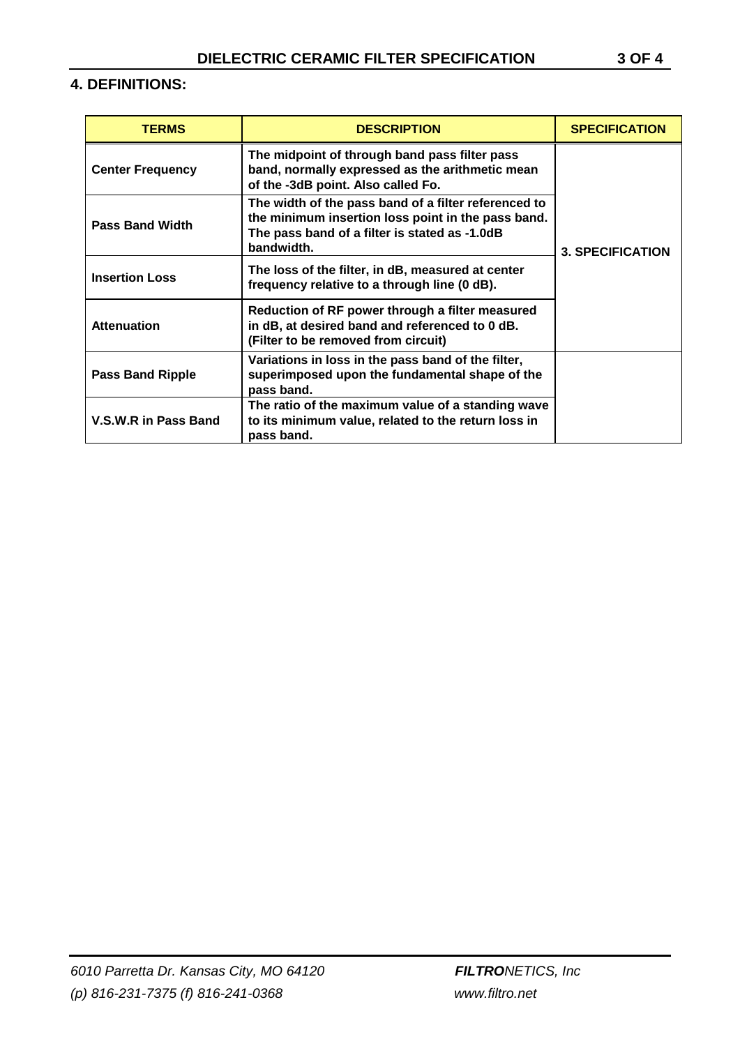## 4. DEFINITIONS:

| TERMS | DESCRIPTION | SPECIFICATION |
|---|---|---|
| Center Frequency | The midpoint of through band pass filter pass band, normally expressed as the arithmetic mean of the -3dB point. Also called Fo. | 3. SPECIFICATION |
| Pass Band Width | The width of the pass band of a filter referenced to the minimum insertion loss point in the pass band. The pass band of a filter is stated as -1.0dB bandwidth. | |
| Insertion Loss | The loss of the filter, in dB, measured at center frequency relative to a through line (0 dB). | |
| Attenuation | Reduction of RF power through a filter measured in dB, at desired band and referenced to 0 dB. (Filter to be removed from circuit) | |
| Pass Band Ripple | Variations in loss in the pass band of the filter, superimposed upon the fundamental shape of the pass band. | |
| V.S.W.R in Pass Band | The ratio of the maximum value of a standing wave to its minimum value, related to the return loss in pass band. | |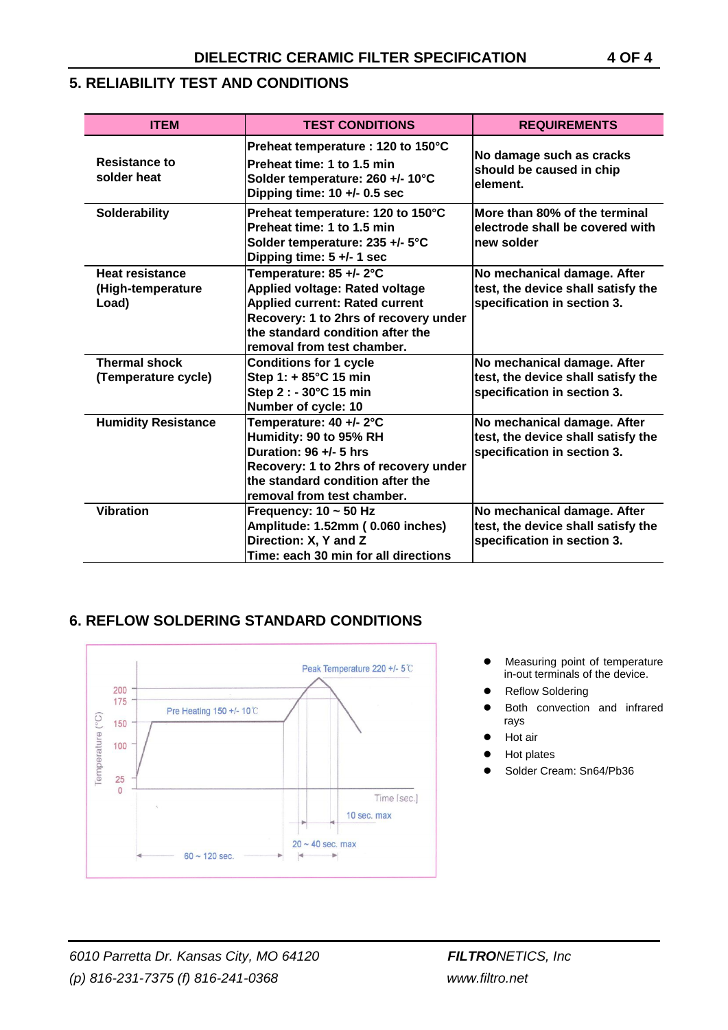## 5. RELIABILITY TEST AND CONDITIONS

| ITEM | TEST CONDITIONS | REQUIREMENTS |
|---|---|---|
| Resistance to solder heat | Preheat temperature : 120 to 150°C<br>Preheat time: 1 to 1.5 min<br>Solder temperature: 260 +/- 10°C<br>Dipping time: 10 +/- 0.5 sec | No damage such as cracks should be caused in chip element. |
| Solderability | Preheat temperature: 120 to 150°C<br>Preheat time: 1 to 1.5 min<br>Solder temperature: 235 +/- 5°C<br>Dipping time: 5 +/- 1 sec | More than 80% of the terminal electrode shall be covered with new solder |
| Heat resistance (High-temperature Load) | Temperature: 85 +/- 2°C<br>Applied voltage: Rated voltage<br>Applied current: Rated current<br>Recovery: 1 to 2hrs of recovery under the standard condition after the removal from test chamber. | No mechanical damage. After test, the device shall satisfy the specification in section 3. |
| Thermal shock (Temperature cycle) | Conditions for 1 cycle<br>Step 1: + 85°C 15 min<br>Step 2 : - 30°C 15 min<br>Number of cycle: 10 | No mechanical damage. After test, the device shall satisfy the specification in section 3. |
| Humidity Resistance | Temperature: 40 +/- 2°C<br>Humidity: 90 to 95% RH<br>Duration: 96 +/- 5 hrs<br>Recovery: 1 to 2hrs of recovery under the standard condition after the removal from test chamber. | No mechanical damage. After test, the device shall satisfy the specification in section 3. |
| Vibration | Frequency: 10 ~ 50 Hz<br>Amplitude: 1.52mm ( 0.060 inches)<br>Direction: X, Y and Z<br>Time: each 30 min for all directions | No mechanical damage. After test, the device shall satisfy the specification in section 3. |

## 6. REFLOW SOLDERING STANDARD CONDITIONS

Peak Temperature 220 +/- 5℃
Pre Heating 150 +/- 10℃
Temperature (°C)
200
175
150
100
25
0
Time [sec.]
10 sec. max
20 ~ 40 sec. max
60 ~ 120 sec.

- Measuring point of temperature in-out terminals of the device.
- Reflow Soldering
- Both convection and infrared rays
- Hot air
- Hot plates
- Solder Cream: Sn64/Pb36

*6010 Parretta Dr. Kansas City, MO 64120*
*(p) 816-231-7375 (f) 816-241-0368*

***FILTRO**NETICS, Inc*
*www.filtro.net*